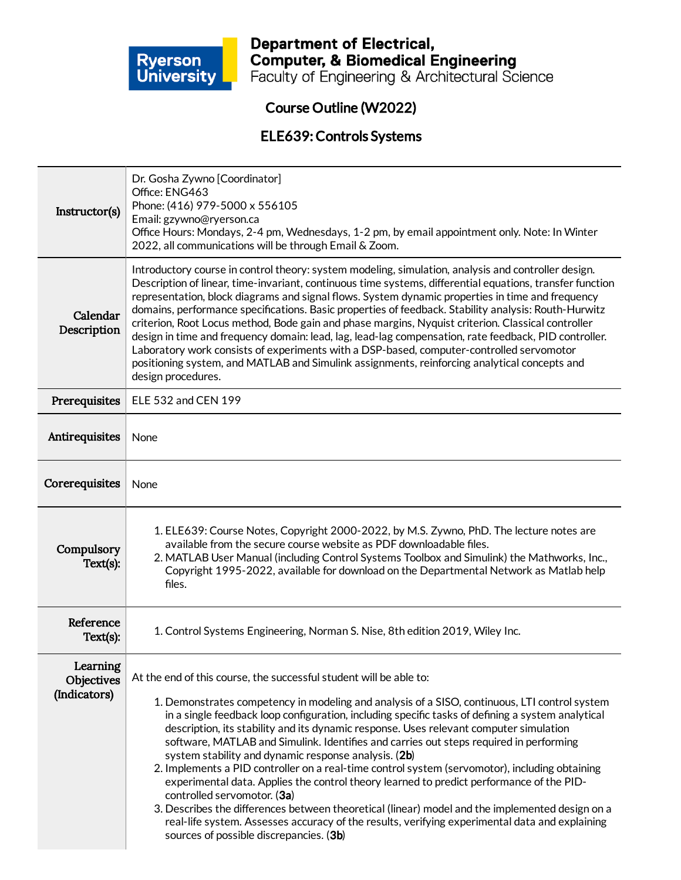Ryerson University

**Department of Electrical, Computer, & Biomedical Engineering**
Faculty of Engineering & Architectural Science

## Course Outline (W2022)

## ELE639: Controls Systems

| | |
|---|---|
| **Instructor(s)** | Dr. Gosha Zywno [Coordinator]<br>Office: ENG463<br>Phone: (416) 979-5000 x 556105<br>Email: gzywno@ryerson.ca<br>Office Hours: Mondays, 2-4 pm, Wednesdays, 1-2 pm, by email appointment only. Note: In Winter 2022, all communications will be through Email & Zoom. |
| **Calendar Description** | Introductory course in control theory: system modeling, simulation, analysis and controller design. Description of linear, time-invariant, continuous time systems, differential equations, transfer function representation, block diagrams and signal flows. System dynamic properties in time and frequency domains, performance specifications. Basic properties of feedback. Stability analysis: Routh-Hurwitz criterion, Root Locus method, Bode gain and phase margins, Nyquist criterion. Classical controller design in time and frequency domain: lead, lag, lead-lag compensation, rate feedback, PID controller. Laboratory work consists of experiments with a DSP-based, computer-controlled servomotor positioning system, and MATLAB and Simulink assignments, reinforcing analytical concepts and design procedures. |
| **Prerequisites** | ELE 532 and CEN 199 |
| **Antirequisites** | None |
| **Corerequisites** | None |
| **Compulsory Text(s):** | 1. ELE639: Course Notes, Copyright 2000-2022, by M.S. Zywno, PhD. The lecture notes are available from the secure course website as PDF downloadable files.<br>2. MATLAB User Manual (including Control Systems Toolbox and Simulink) the Mathworks, Inc., Copyright 1995-2022, available for download on the Departmental Network as Matlab help files. |
| **Reference Text(s):** | 1. Control Systems Engineering, Norman S. Nise, 8th edition 2019, Wiley Inc. |
| **Learning Objectives (Indicators)** | At the end of this course, the successful student will be able to:<br>1. Demonstrates competency in modeling and analysis of a SISO, continuous, LTI control system in a single feedback loop configuration, including specific tasks of defining a system analytical description, its stability and its dynamic response. Uses relevant computer simulation software, MATLAB and Simulink. Identifies and carries out steps required in performing system stability and dynamic response analysis. (**2b**)<br>2. Implements a PID controller on a real-time control system (servomotor), including obtaining experimental data. Applies the control theory learned to predict performance of the PID-controlled servomotor. (**3a**)<br>3. Describes the differences between theoretical (linear) model and the implemented design on a real-life system. Assesses accuracy of the results, verifying experimental data and explaining sources of possible discrepancies. (**3b**) |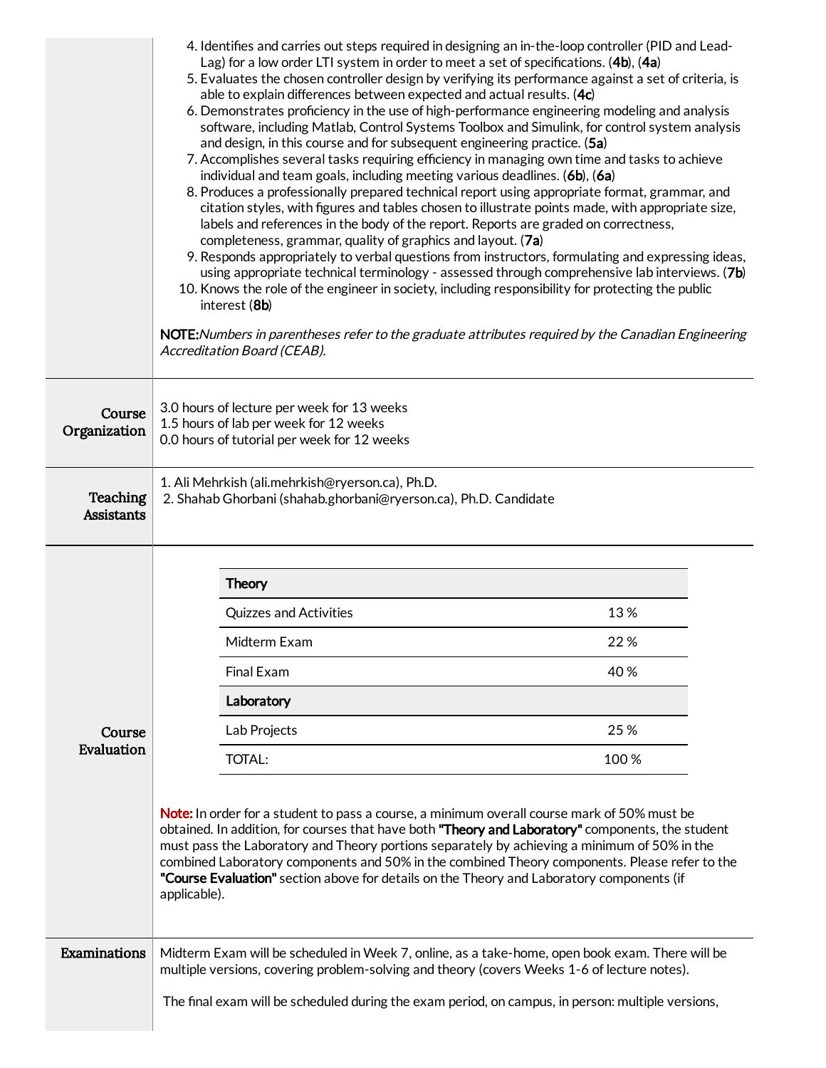4. Identifies and carries out steps required in designing an in-the-loop controller (PID and Lead-Lag) for a low order LTI system in order to meet a set of specifications. (**4b**), (**4a**)
5. Evaluates the chosen controller design by verifying its performance against a set of criteria, is able to explain differences between expected and actual results. (**4c**)
6. Demonstrates proficiency in the use of high-performance engineering modeling and analysis software, including Matlab, Control Systems Toolbox and Simulink, for control system analysis and design, in this course and for subsequent engineering practice. (**5a**)
7. Accomplishes several tasks requiring efficiency in managing own time and tasks to achieve individual and team goals, including meeting various deadlines. (**6b**), (**6a**)
8. Produces a professionally prepared technical report using appropriate format, grammar, and citation styles, with figures and tables chosen to illustrate points made, with appropriate size, labels and references in the body of the report. Reports are graded on correctness, completeness, grammar, quality of graphics and layout. (**7a**)
9. Responds appropriately to verbal questions from instructors, formulating and expressing ideas, using appropriate technical terminology - assessed through comprehensive lab interviews. (**7b**)
10. Knows the role of the engineer in society, including responsibility for protecting the public interest (**8b**)

**NOTE:** *Numbers in parentheses refer to the graduate attributes required by the Canadian Engineering Accreditation Board (CEAB).*

## Course Organization

3.0 hours of lecture per week for 13 weeks
1.5 hours of lab per week for 12 weeks
0.0 hours of tutorial per week for 12 weeks

## Teaching Assistants

1. Ali Mehrkish (ali.mehrkish@ryerson.ca), Ph.D.
2. Shahab Ghorbani (shahab.ghorbani@ryerson.ca), Ph.D. Candidate

## Course Evaluation

| **Theory** | |
|---|---|
| Quizzes and Activities | 13 % |
| Midterm Exam | 22 % |
| Final Exam | 40 % |
| **Laboratory** | |
| Lab Projects | 25 % |
| TOTAL: | 100 % |

**Note:** In order for a student to pass a course, a minimum overall course mark of 50% must be obtained. In addition, for courses that have both **"Theory and Laboratory"** components, the student must pass the Laboratory and Theory portions separately by achieving a minimum of 50% in the combined Laboratory components and 50% in the combined Theory components. Please refer to the **"Course Evaluation"** section above for details on the Theory and Laboratory components (if applicable).

## Examinations

Midterm Exam will be scheduled in Week 7, online, as a take-home, open book exam. There will be multiple versions, covering problem-solving and theory (covers Weeks 1-6 of lecture notes).

The final exam will be scheduled during the exam period, on campus, in person: multiple versions,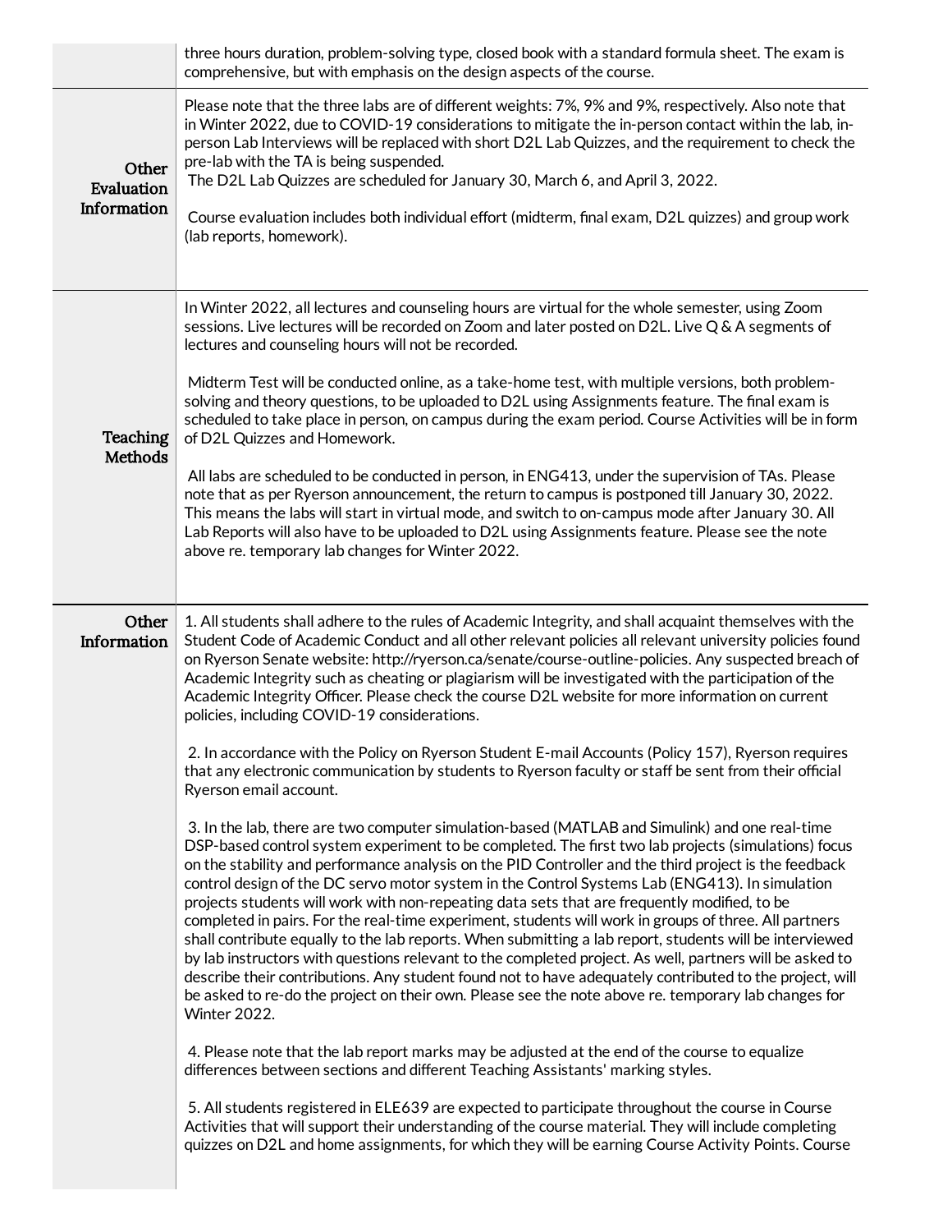| | |
|---|---|
| | three hours duration, problem-solving type, closed book with a standard formula sheet. The exam is comprehensive, but with emphasis on the design aspects of the course. |
| Other Evaluation Information | Please note that the three labs are of different weights: 7%, 9% and 9%, respectively. Also note that in Winter 2022, due to COVID-19 considerations to mitigate the in-person contact within the lab, in-person Lab Interviews will be replaced with short D2L Lab Quizzes, and the requirement to check the pre-lab with the TA is being suspended.<br>The D2L Lab Quizzes are scheduled for January 30, March 6, and April 3, 2022.<br><br>Course evaluation includes both individual effort (midterm, final exam, D2L quizzes) and group work (lab reports, homework). |
| Teaching Methods | In Winter 2022, all lectures and counseling hours are virtual for the whole semester, using Zoom sessions. Live lectures will be recorded on Zoom and later posted on D2L. Live Q & A segments of lectures and counseling hours will not be recorded.<br><br>Midterm Test will be conducted online, as a take-home test, with multiple versions, both problem-solving and theory questions, to be uploaded to D2L using Assignments feature. The final exam is scheduled to take place in person, on campus during the exam period. Course Activities will be in form of D2L Quizzes and Homework.<br><br>All labs are scheduled to be conducted in person, in ENG413, under the supervision of TAs. Please note that as per Ryerson announcement, the return to campus is postponed till January 30, 2022. This means the labs will start in virtual mode, and switch to on-campus mode after January 30. All Lab Reports will also have to be uploaded to D2L using Assignments feature. Please see the note above re. temporary lab changes for Winter 2022. |
| Other Information | 1. All students shall adhere to the rules of Academic Integrity, and shall acquaint themselves with the Student Code of Academic Conduct and all other relevant policies all relevant university policies found on Ryerson Senate website: http://ryerson.ca/senate/course-outline-policies. Any suspected breach of Academic Integrity such as cheating or plagiarism will be investigated with the participation of the Academic Integrity Officer. Please check the course D2L website for more information on current policies, including COVID-19 considerations.<br><br>2. In accordance with the Policy on Ryerson Student E-mail Accounts (Policy 157), Ryerson requires that any electronic communication by students to Ryerson faculty or staff be sent from their official Ryerson email account.<br><br>3. In the lab, there are two computer simulation-based (MATLAB and Simulink) and one real-time DSP-based control system experiment to be completed. The first two lab projects (simulations) focus on the stability and performance analysis on the PID Controller and the third project is the feedback control design of the DC servo motor system in the Control Systems Lab (ENG413). In simulation projects students will work with non-repeating data sets that are frequently modified, to be completed in pairs. For the real-time experiment, students will work in groups of three. All partners shall contribute equally to the lab reports. When submitting a lab report, students will be interviewed by lab instructors with questions relevant to the completed project. As well, partners will be asked to describe their contributions. Any student found not to have adequately contributed to the project, will be asked to re-do the project on their own. Please see the note above re. temporary lab changes for Winter 2022.<br><br>4. Please note that the lab report marks may be adjusted at the end of the course to equalize differences between sections and different Teaching Assistants' marking styles.<br><br>5. All students registered in ELE639 are expected to participate throughout the course in Course Activities that will support their understanding of the course material. They will include completing quizzes on D2L and home assignments, for which they will be earning Course Activity Points. Course |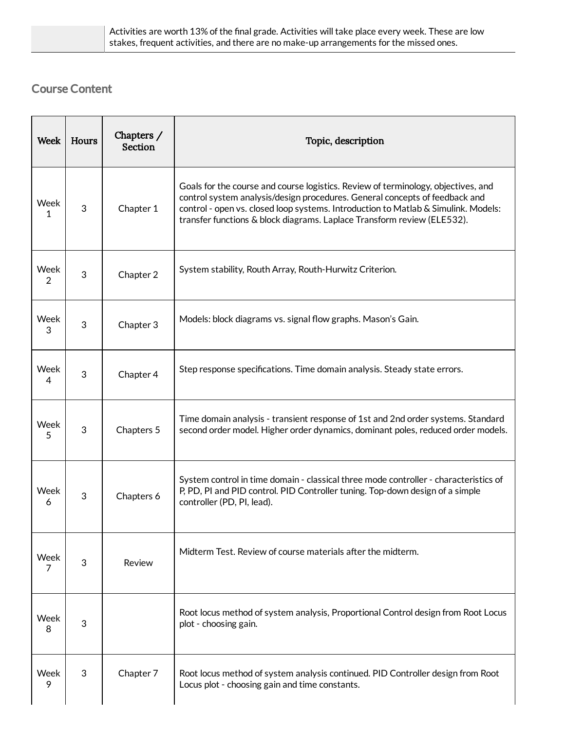| | Activities are worth 13% of the final grade. Activities will take place every week. These are low stakes, frequent activities, and there are no make-up arrangements for the missed ones. |
|---|---|

## Course Content

| Week | Hours | Chapters / Section | Topic, description |
|---|---|---|---|
| Week 1 | 3 | Chapter 1 | Goals for the course and course logistics. Review of terminology, objectives, and control system analysis/design procedures. General concepts of feedback and control - open vs. closed loop systems. Introduction to Matlab & Simulink. Models: transfer functions & block diagrams. Laplace Transform review (ELE532). |
| Week 2 | 3 | Chapter 2 | System stability, Routh Array, Routh-Hurwitz Criterion. |
| Week 3 | 3 | Chapter 3 | Models: block diagrams vs. signal flow graphs. Mason's Gain. |
| Week 4 | 3 | Chapter 4 | Step response specifications. Time domain analysis. Steady state errors. |
| Week 5 | 3 | Chapters 5 | Time domain analysis - transient response of 1st and 2nd order systems. Standard second order model. Higher order dynamics, dominant poles, reduced order models. |
| Week 6 | 3 | Chapters 6 | System control in time domain - classical three mode controller - characteristics of P, PD, PI and PID control. PID Controller tuning. Top-down design of a simple controller (PD, PI, lead). |
| Week 7 | 3 | Review | Midterm Test. Review of course materials after the midterm. |
| Week 8 | 3 | | Root locus method of system analysis, Proportional Control design from Root Locus plot - choosing gain. |
| Week 9 | 3 | Chapter 7 | Root locus method of system analysis continued. PID Controller design from Root Locus plot - choosing gain and time constants. |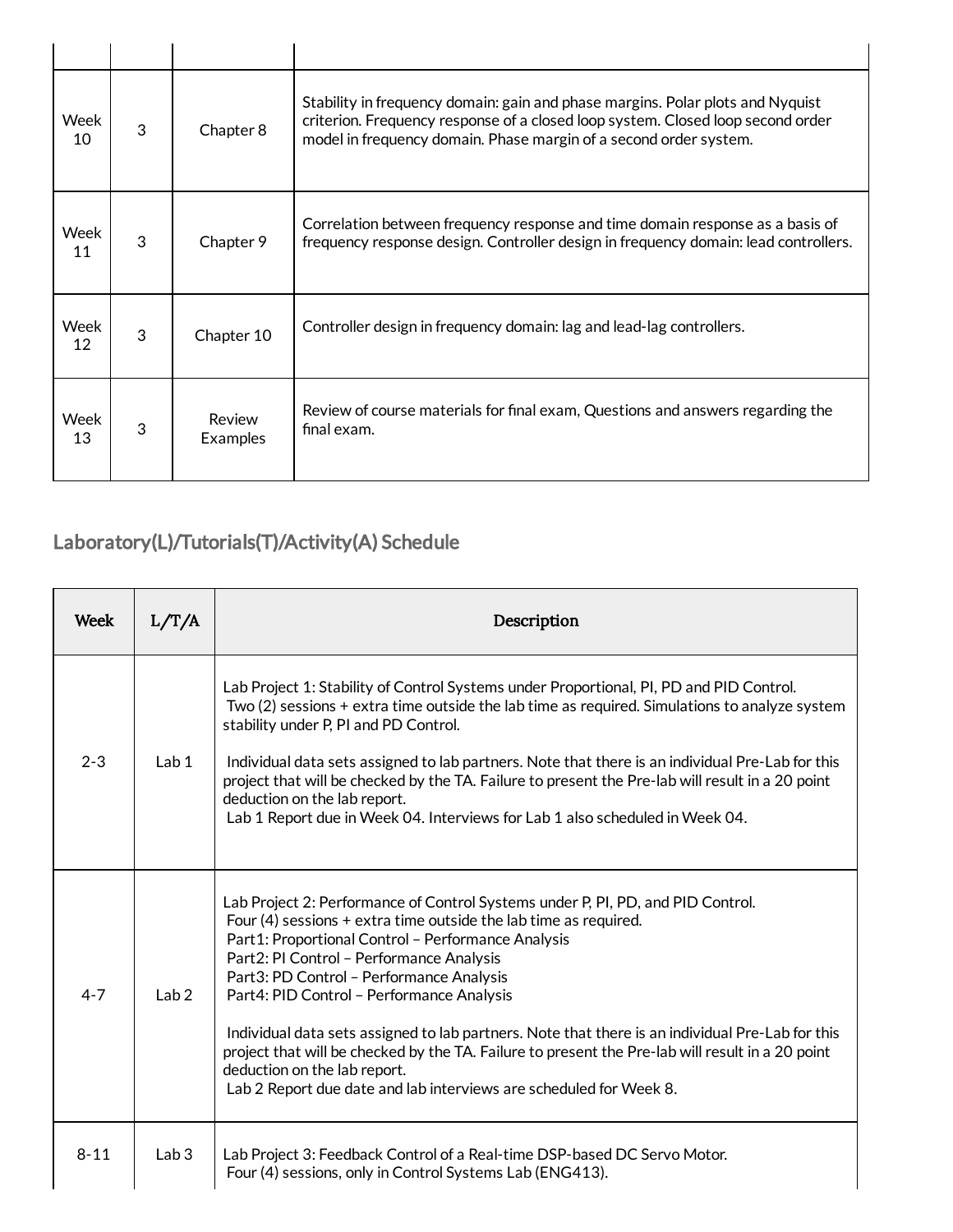| | | | |
|---|---|---|---|
| Week 10 | 3 | Chapter 8 | Stability in frequency domain: gain and phase margins. Polar plots and Nyquist criterion. Frequency response of a closed loop system. Closed loop second order model in frequency domain. Phase margin of a second order system. |
| Week 11 | 3 | Chapter 9 | Correlation between frequency response and time domain response as a basis of frequency response design. Controller design in frequency domain: lead controllers. |
| Week 12 | 3 | Chapter 10 | Controller design in frequency domain: lag and lead-lag controllers. |
| Week 13 | 3 | Review Examples | Review of course materials for final exam, Questions and answers regarding the final exam. |

## Laboratory(L)/Tutorials(T)/Activity(A) Schedule

| Week | L/T/A | Description |
|---|---|---|
| 2-3 | Lab 1 | Lab Project 1: Stability of Control Systems under Proportional, PI, PD and PID Control.<br>Two (2) sessions + extra time outside the lab time as required. Simulations to analyze system stability under P, PI and PD Control.<br><br>Individual data sets assigned to lab partners. Note that there is an individual Pre-Lab for this project that will be checked by the TA. Failure to present the Pre-lab will result in a 20 point deduction on the lab report.<br>Lab 1 Report due in Week 04. Interviews for Lab 1 also scheduled in Week 04. |
| 4-7 | Lab 2 | Lab Project 2: Performance of Control Systems under P, PI, PD, and PID Control.<br>Four (4) sessions + extra time outside the lab time as required.<br>Part1: Proportional Control – Performance Analysis<br>Part2: PI Control – Performance Analysis<br>Part3: PD Control – Performance Analysis<br>Part4: PID Control – Performance Analysis<br><br>Individual data sets assigned to lab partners. Note that there is an individual Pre-Lab for this project that will be checked by the TA. Failure to present the Pre-lab will result in a 20 point deduction on the lab report.<br>Lab 2 Report due date and lab interviews are scheduled for Week 8. |
| 8-11 | Lab 3 | Lab Project 3: Feedback Control of a Real-time DSP-based DC Servo Motor.<br>Four (4) sessions, only in Control Systems Lab (ENG413). |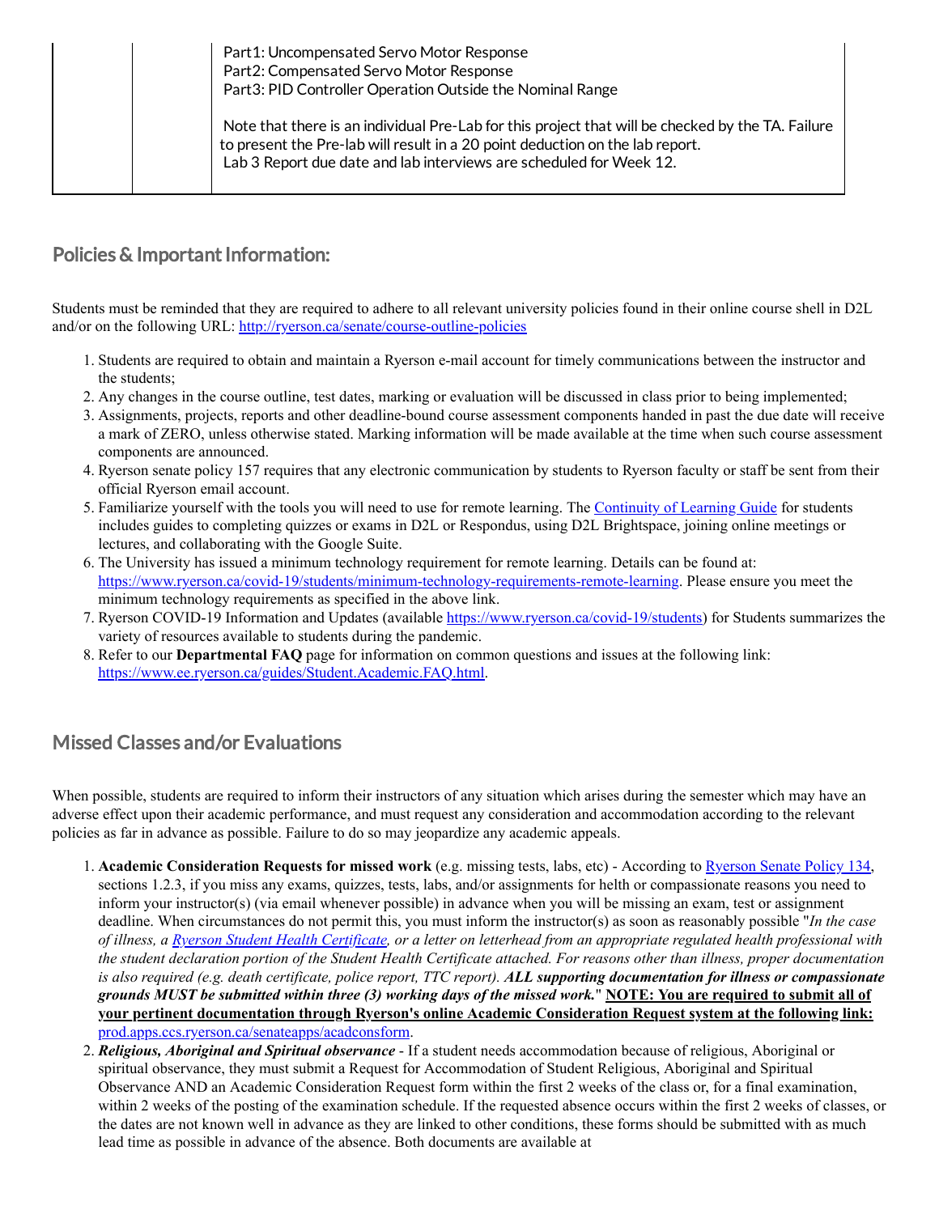| | | Part1: Uncompensated Servo Motor Response<br>Part2: Compensated Servo Motor Response<br>Part3: PID Controller Operation Outside the Nominal Range<br><br>Note that there is an individual Pre-Lab for this project that will be checked by the TA. Failure to present the Pre-lab will result in a 20 point deduction on the lab report.<br>Lab 3 Report due date and lab interviews are scheduled for Week 12. |
|---|---|---|

## Policies & Important Information:

Students must be reminded that they are required to adhere to all relevant university policies found in their online course shell in D2L and/or on the following URL: http://ryerson.ca/senate/course-outline-policies

1. Students are required to obtain and maintain a Ryerson e-mail account for timely communications between the instructor and the students;
2. Any changes in the course outline, test dates, marking or evaluation will be discussed in class prior to being implemented;
3. Assignments, projects, reports and other deadline-bound course assessment components handed in past the due date will receive a mark of ZERO, unless otherwise stated. Marking information will be made available at the time when such course assessment components are announced.
4. Ryerson senate policy 157 requires that any electronic communication by students to Ryerson faculty or staff be sent from their official Ryerson email account.
5. Familiarize yourself with the tools you will need to use for remote learning. The Continuity of Learning Guide for students includes guides to completing quizzes or exams in D2L or Respondus, using D2L Brightspace, joining online meetings or lectures, and collaborating with the Google Suite.
6. The University has issued a minimum technology requirement for remote learning. Details can be found at: https://www.ryerson.ca/covid-19/students/minimum-technology-requirements-remote-learning. Please ensure you meet the minimum technology requirements as specified in the above link.
7. Ryerson COVID-19 Information and Updates (available https://www.ryerson.ca/covid-19/students) for Students summarizes the variety of resources available to students during the pandemic.
8. Refer to our **Departmental FAQ** page for information on common questions and issues at the following link: https://www.ee.ryerson.ca/guides/Student.Academic.FAQ.html.

## Missed Classes and/or Evaluations

When possible, students are required to inform their instructors of any situation which arises during the semester which may have an adverse effect upon their academic performance, and must request any consideration and accommodation according to the relevant policies as far in advance as possible. Failure to do so may jeopardize any academic appeals.

1. **Academic Consideration Requests for missed work** (e.g. missing tests, labs, etc) - According to Ryerson Senate Policy 134, sections 1.2.3, if you miss any exams, quizzes, tests, labs, and/or assignments for helth or compassionate reasons you need to inform your instructor(s) (via email whenever possible) in advance when you will be missing an exam, test or assignment deadline. When circumstances do not permit this, you must inform the instructor(s) as soon as reasonably possible "*In the case of illness, a Ryerson Student Health Certificate, or a letter on letterhead from an appropriate regulated health professional with the student declaration portion of the Student Health Certificate attached. For reasons other than illness, proper documentation is also required (e.g. death certificate, police report, TTC report).* ***ALL supporting documentation for illness or compassionate grounds MUST be submitted within three (3) working days of the missed work.***" **NOTE: You are required to submit all of your pertinent documentation through Ryerson's online Academic Consideration Request system at the following link:** prod.apps.ccs.ryerson.ca/senateapps/acadconsform.
2. ***Religious, Aboriginal and Spiritual observance*** - If a student needs accommodation because of religious, Aboriginal or spiritual observance, they must submit a Request for Accommodation of Student Religious, Aboriginal and Spiritual Observance AND an Academic Consideration Request form within the first 2 weeks of the class or, for a final examination, within 2 weeks of the posting of the examination schedule. If the requested absence occurs within the first 2 weeks of classes, or the dates are not known well in advance as they are linked to other conditions, these forms should be submitted with as much lead time as possible in advance of the absence. Both documents are available at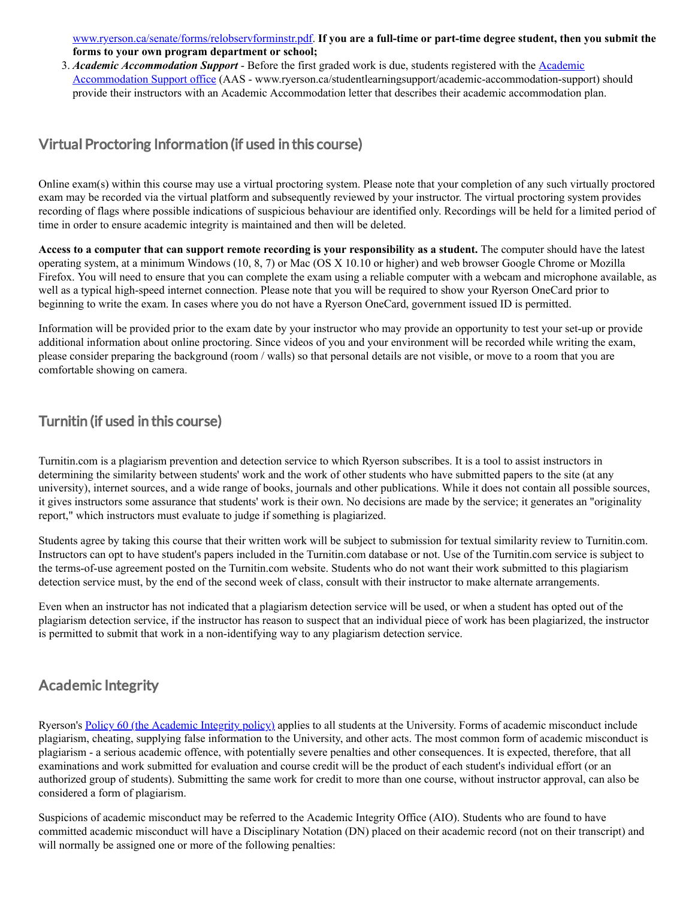www.ryerson.ca/senate/forms/relobservforminstr.pdf. **If you are a full-time or part-time degree student, then you submit the forms to your own program department or school;**

3. ***Academic Accommodation Support*** - Before the first graded work is due, students registered with the Academic Accommodation Support office (AAS - www.ryerson.ca/studentlearningsupport/academic-accommodation-support) should provide their instructors with an Academic Accommodation letter that describes their academic accommodation plan.

## Virtual Proctoring Information (if used in this course)

Online exam(s) within this course may use a virtual proctoring system. Please note that your completion of any such virtually proctored exam may be recorded via the virtual platform and subsequently reviewed by your instructor. The virtual proctoring system provides recording of flags where possible indications of suspicious behaviour are identified only. Recordings will be held for a limited period of time in order to ensure academic integrity is maintained and then will be deleted.

**Access to a computer that can support remote recording is your responsibility as a student.** The computer should have the latest operating system, at a minimum Windows (10, 8, 7) or Mac (OS X 10.10 or higher) and web browser Google Chrome or Mozilla Firefox. You will need to ensure that you can complete the exam using a reliable computer with a webcam and microphone available, as well as a typical high-speed internet connection. Please note that you will be required to show your Ryerson OneCard prior to beginning to write the exam. In cases where you do not have a Ryerson OneCard, government issued ID is permitted.

Information will be provided prior to the exam date by your instructor who may provide an opportunity to test your set-up or provide additional information about online proctoring. Since videos of you and your environment will be recorded while writing the exam, please consider preparing the background (room / walls) so that personal details are not visible, or move to a room that you are comfortable showing on camera.

## Turnitin (if used in this course)

Turnitin.com is a plagiarism prevention and detection service to which Ryerson subscribes. It is a tool to assist instructors in determining the similarity between students' work and the work of other students who have submitted papers to the site (at any university), internet sources, and a wide range of books, journals and other publications. While it does not contain all possible sources, it gives instructors some assurance that students' work is their own. No decisions are made by the service; it generates an "originality report," which instructors must evaluate to judge if something is plagiarized.

Students agree by taking this course that their written work will be subject to submission for textual similarity review to Turnitin.com. Instructors can opt to have student's papers included in the Turnitin.com database or not. Use of the Turnitin.com service is subject to the terms-of-use agreement posted on the Turnitin.com website. Students who do not want their work submitted to this plagiarism detection service must, by the end of the second week of class, consult with their instructor to make alternate arrangements.

Even when an instructor has not indicated that a plagiarism detection service will be used, or when a student has opted out of the plagiarism detection service, if the instructor has reason to suspect that an individual piece of work has been plagiarized, the instructor is permitted to submit that work in a non-identifying way to any plagiarism detection service.

## Academic Integrity

Ryerson's Policy 60 (the Academic Integrity policy) applies to all students at the University. Forms of academic misconduct include plagiarism, cheating, supplying false information to the University, and other acts. The most common form of academic misconduct is plagiarism - a serious academic offence, with potentially severe penalties and other consequences. It is expected, therefore, that all examinations and work submitted for evaluation and course credit will be the product of each student's individual effort (or an authorized group of students). Submitting the same work for credit to more than one course, without instructor approval, can also be considered a form of plagiarism.

Suspicions of academic misconduct may be referred to the Academic Integrity Office (AIO). Students who are found to have committed academic misconduct will have a Disciplinary Notation (DN) placed on their academic record (not on their transcript) and will normally be assigned one or more of the following penalties: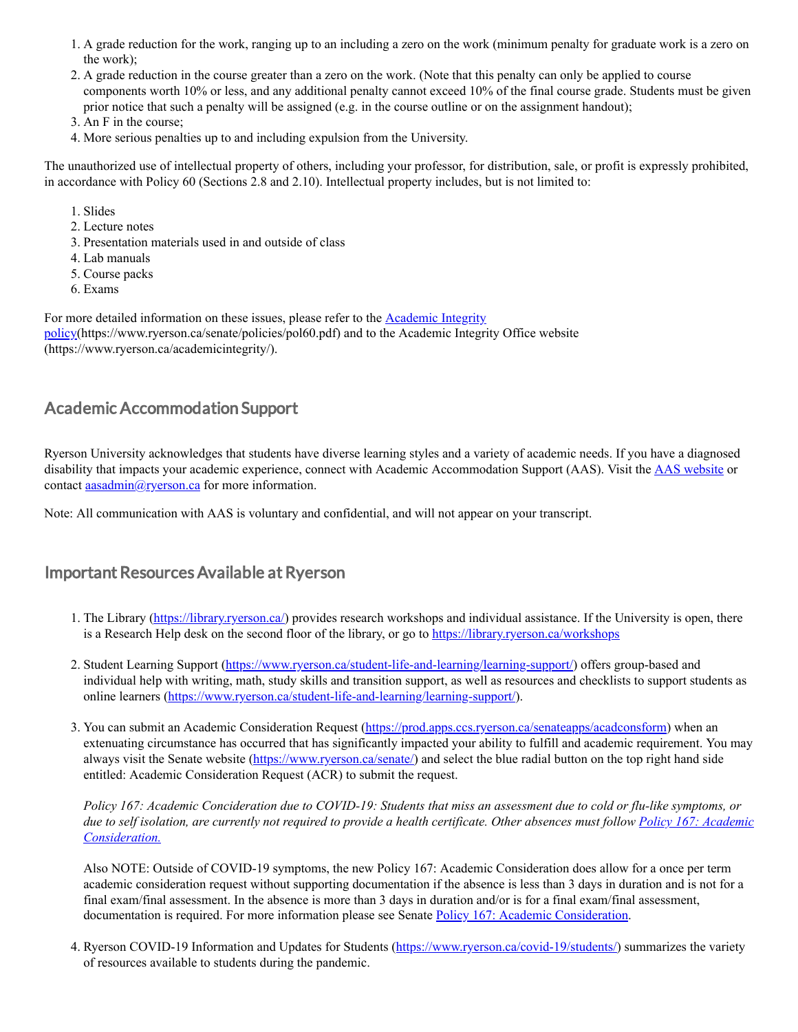1. A grade reduction for the work, ranging up to an including a zero on the work (minimum penalty for graduate work is a zero on the work);
2. A grade reduction in the course greater than a zero on the work. (Note that this penalty can only be applied to course components worth 10% or less, and any additional penalty cannot exceed 10% of the final course grade. Students must be given prior notice that such a penalty will be assigned (e.g. in the course outline or on the assignment handout);
3. An F in the course;
4. More serious penalties up to and including expulsion from the University.

The unauthorized use of intellectual property of others, including your professor, for distribution, sale, or profit is expressly prohibited, in accordance with Policy 60 (Sections 2.8 and 2.10). Intellectual property includes, but is not limited to:

1. Slides
2. Lecture notes
3. Presentation materials used in and outside of class
4. Lab manuals
5. Course packs
6. Exams

For more detailed information on these issues, please refer to the Academic Integrity policy(https://www.ryerson.ca/senate/policies/pol60.pdf) and to the Academic Integrity Office website (https://www.ryerson.ca/academicintegrity/).

## Academic Accommodation Support

Ryerson University acknowledges that students have diverse learning styles and a variety of academic needs. If you have a diagnosed disability that impacts your academic experience, connect with Academic Accommodation Support (AAS). Visit the AAS website or contact aasadmin@ryerson.ca for more information.

Note: All communication with AAS is voluntary and confidential, and will not appear on your transcript.

## Important Resources Available at Ryerson

1. The Library (https://library.ryerson.ca/) provides research workshops and individual assistance. If the University is open, there is a Research Help desk on the second floor of the library, or go to https://library.ryerson.ca/workshops

2. Student Learning Support (https://www.ryerson.ca/student-life-and-learning/learning-support/) offers group-based and individual help with writing, math, study skills and transition support, as well as resources and checklists to support students as online learners (https://www.ryerson.ca/student-life-and-learning/learning-support/).

3. You can submit an Academic Consideration Request (https://prod.apps.ccs.ryerson.ca/senateapps/acadconsform) when an extenuating circumstance has occurred that has significantly impacted your ability to fulfill and academic requirement. You may always visit the Senate website (https://www.ryerson.ca/senate/) and select the blue radial button on the top right hand side entitled: Academic Consideration Request (ACR) to submit the request.

   *Policy 167: Academic Concideration due to COVID-19: Students that miss an assessment due to cold or flu-like symptoms, or due to self isolation, are currently not required to provide a health certificate. Other absences must follow Policy 167: Academic Consideration.*

   Also NOTE: Outside of COVID-19 symptoms, the new Policy 167: Academic Consideration does allow for a once per term academic consideration request without supporting documentation if the absence is less than 3 days in duration and is not for a final exam/final assessment. In the absence is more than 3 days in duration and/or is for a final exam/final assessment, documentation is required. For more information please see Senate Policy 167: Academic Consideration.

4. Ryerson COVID-19 Information and Updates for Students (https://www.ryerson.ca/covid-19/students/) summarizes the variety of resources available to students during the pandemic.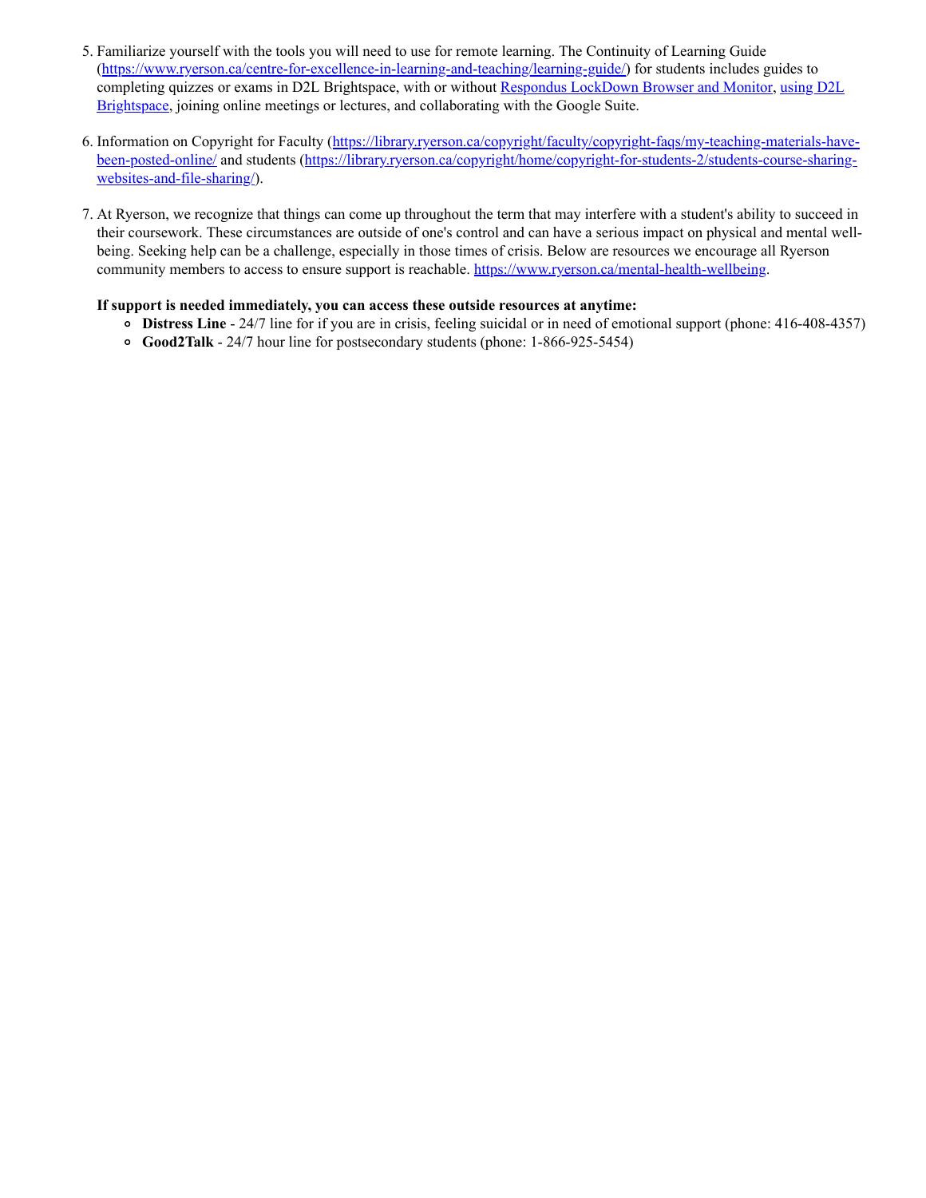5. Familiarize yourself with the tools you will need to use for remote learning. The Continuity of Learning Guide (https://www.ryerson.ca/centre-for-excellence-in-learning-and-teaching/learning-guide/) for students includes guides to completing quizzes or exams in D2L Brightspace, with or without Respondus LockDown Browser and Monitor, using D2L Brightspace, joining online meetings or lectures, and collaborating with the Google Suite.

6. Information on Copyright for Faculty (https://library.ryerson.ca/copyright/faculty/copyright-faqs/my-teaching-materials-have-been-posted-online/ and students (https://library.ryerson.ca/copyright/home/copyright-for-students-2/students-course-sharing-websites-and-file-sharing/).

7. At Ryerson, we recognize that things can come up throughout the term that may interfere with a student's ability to succeed in their coursework. These circumstances are outside of one's control and can have a serious impact on physical and mental well-being. Seeking help can be a challenge, especially in those times of crisis. Below are resources we encourage all Ryerson community members to access to ensure support is reachable. https://www.ryerson.ca/mental-health-wellbeing.

   **If support is needed immediately, you can access these outside resources at anytime:**

   - **Distress Line** - 24/7 line for if you are in crisis, feeling suicidal or in need of emotional support (phone: 416-408-4357)
   - **Good2Talk** - 24/7 hour line for postsecondary students (phone: 1-866-925-5454)